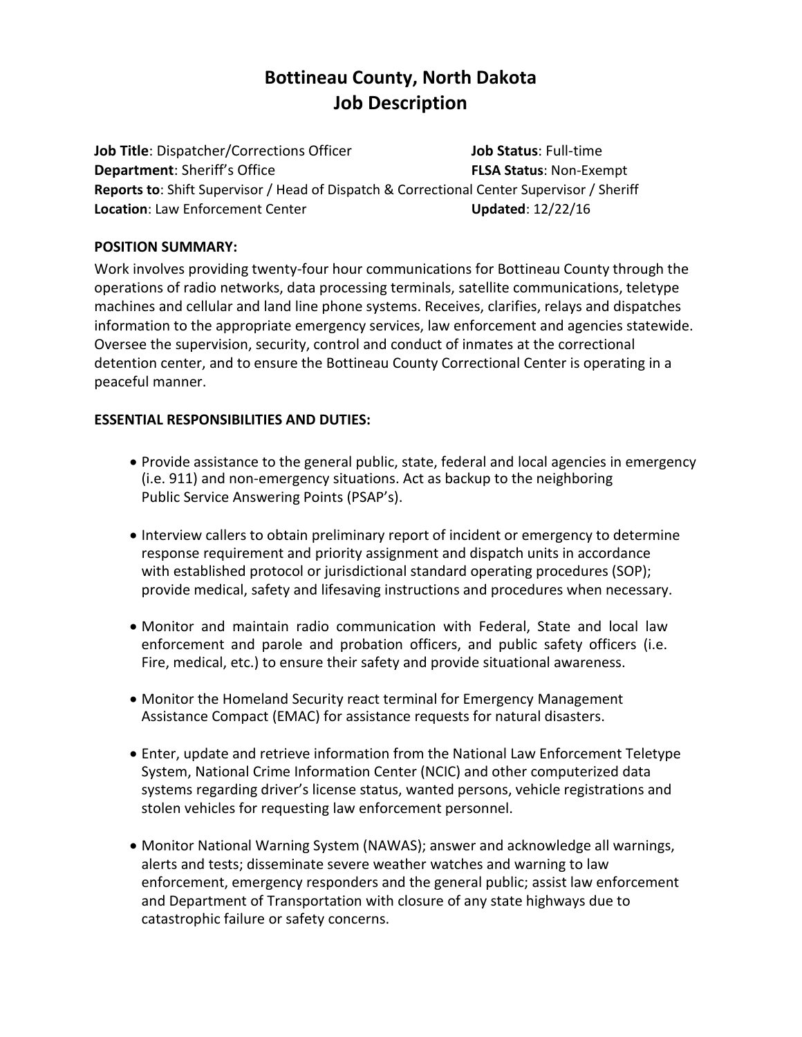# Bottineau County, North Dakota
# Job Description

**Job Title**: Dispatcher/Corrections Officer **Job Status**: Full-time
**Department**: Sheriff's Office **FLSA Status**: Non-Exempt
**Reports to**: Shift Supervisor / Head of Dispatch & Correctional Center Supervisor / Sheriff
**Location**: Law Enforcement Center **Updated**: 12/22/16

**POSITION SUMMARY:**

Work involves providing twenty-four hour communications for Bottineau County through the operations of radio networks, data processing terminals, satellite communications, teletype machines and cellular and land line phone systems. Receives, clarifies, relays and dispatches information to the appropriate emergency services, law enforcement and agencies statewide. Oversee the supervision, security, control and conduct of inmates at the correctional detention center, and to ensure the Bottineau County Correctional Center is operating in a peaceful manner.

**ESSENTIAL RESPONSIBILITIES AND DUTIES:**

- Provide assistance to the general public, state, federal and local agencies in emergency (i.e. 911) and non-emergency situations. Act as backup to the neighboring Public Service Answering Points (PSAP's).
- Interview callers to obtain preliminary report of incident or emergency to determine response requirement and priority assignment and dispatch units in accordance with established protocol or jurisdictional standard operating procedures (SOP); provide medical, safety and lifesaving instructions and procedures when necessary.
- Monitor and maintain radio communication with Federal, State and local law enforcement and parole and probation officers, and public safety officers (i.e. Fire, medical, etc.) to ensure their safety and provide situational awareness.
- Monitor the Homeland Security react terminal for Emergency Management Assistance Compact (EMAC) for assistance requests for natural disasters.
- Enter, update and retrieve information from the National Law Enforcement Teletype System, National Crime Information Center (NCIC) and other computerized data systems regarding driver's license status, wanted persons, vehicle registrations and stolen vehicles for requesting law enforcement personnel.
- Monitor National Warning System (NAWAS); answer and acknowledge all warnings, alerts and tests; disseminate severe weather watches and warning to law enforcement, emergency responders and the general public; assist law enforcement and Department of Transportation with closure of any state highways due to catastrophic failure or safety concerns.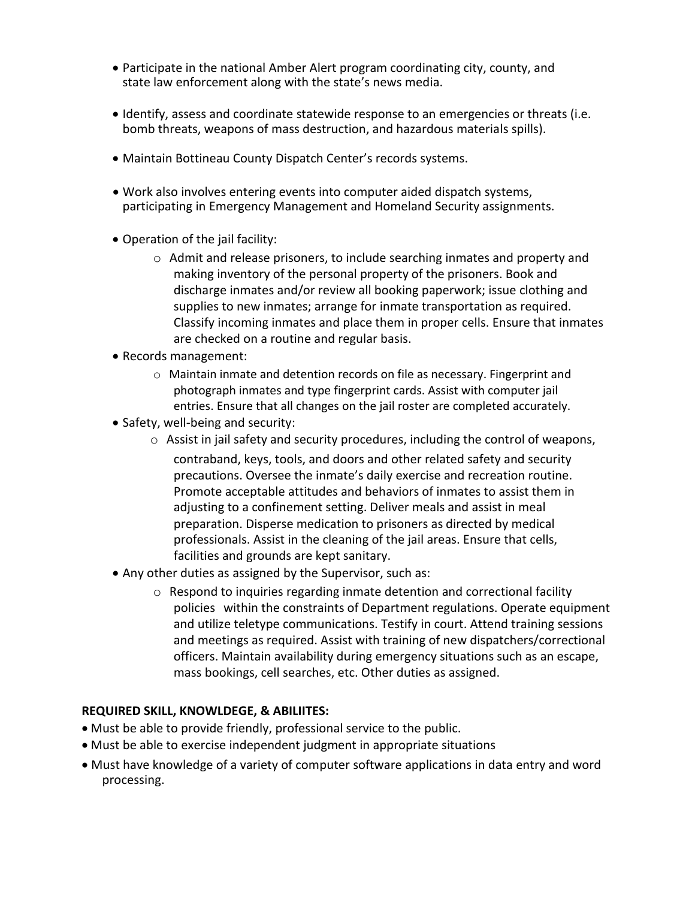- Participate in the national Amber Alert program coordinating city, county, and state law enforcement along with the state's news media.

- Identify, assess and coordinate statewide response to an emergencies or threats (i.e. bomb threats, weapons of mass destruction, and hazardous materials spills).

- Maintain Bottineau County Dispatch Center's records systems.

- Work also involves entering events into computer aided dispatch systems, participating in Emergency Management and Homeland Security assignments.

- Operation of the jail facility:
  - Admit and release prisoners, to include searching inmates and property and making inventory of the personal property of the prisoners. Book and discharge inmates and/or review all booking paperwork; issue clothing and supplies to new inmates; arrange for inmate transportation as required. Classify incoming inmates and place them in proper cells. Ensure that inmates are checked on a routine and regular basis.
- Records management:
  - Maintain inmate and detention records on file as necessary. Fingerprint and photograph inmates and type fingerprint cards. Assist with computer jail entries. Ensure that all changes on the jail roster are completed accurately.
- Safety, well-being and security:
  - Assist in jail safety and security procedures, including the control of weapons, contraband, keys, tools, and doors and other related safety and security precautions. Oversee the inmate's daily exercise and recreation routine. Promote acceptable attitudes and behaviors of inmates to assist them in adjusting to a confinement setting. Deliver meals and assist in meal preparation. Disperse medication to prisoners as directed by medical professionals. Assist in the cleaning of the jail areas. Ensure that cells, facilities and grounds are kept sanitary.
- Any other duties as assigned by the Supervisor, such as:
  - Respond to inquiries regarding inmate detention and correctional facility policies within the constraints of Department regulations. Operate equipment and utilize teletype communications. Testify in court. Attend training sessions and meetings as required. Assist with training of new dispatchers/correctional officers. Maintain availability during emergency situations such as an escape, mass bookings, cell searches, etc. Other duties as assigned.

**REQUIRED SKILL, KNOWLDEGE, & ABILIITES:**

- Must be able to provide friendly, professional service to the public.
- Must be able to exercise independent judgment in appropriate situations
- Must have knowledge of a variety of computer software applications in data entry and word processing.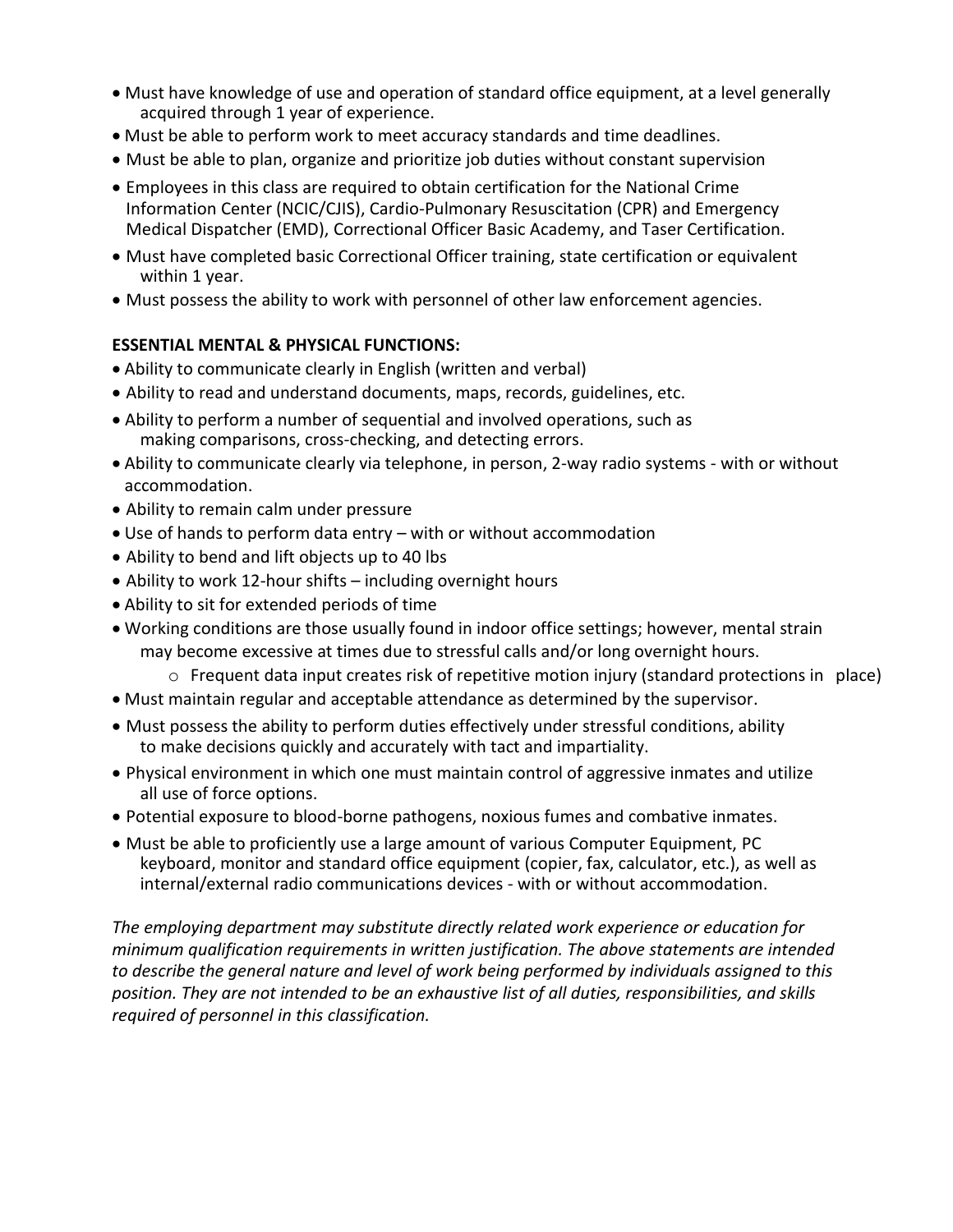- Must have knowledge of use and operation of standard office equipment, at a level generally acquired through 1 year of experience.
- Must be able to perform work to meet accuracy standards and time deadlines.
- Must be able to plan, organize and prioritize job duties without constant supervision
- Employees in this class are required to obtain certification for the National Crime Information Center (NCIC/CJIS), Cardio-Pulmonary Resuscitation (CPR) and Emergency Medical Dispatcher (EMD), Correctional Officer Basic Academy, and Taser Certification.
- Must have completed basic Correctional Officer training, state certification or equivalent within 1 year.
- Must possess the ability to work with personnel of other law enforcement agencies.

**ESSENTIAL MENTAL & PHYSICAL FUNCTIONS:**

- Ability to communicate clearly in English (written and verbal)
- Ability to read and understand documents, maps, records, guidelines, etc.
- Ability to perform a number of sequential and involved operations, such as making comparisons, cross-checking, and detecting errors.
- Ability to communicate clearly via telephone, in person, 2-way radio systems - with or without accommodation.
- Ability to remain calm under pressure
- Use of hands to perform data entry – with or without accommodation
- Ability to bend and lift objects up to 40 lbs
- Ability to work 12-hour shifts – including overnight hours
- Ability to sit for extended periods of time
- Working conditions are those usually found in indoor office settings; however, mental strain may become excessive at times due to stressful calls and/or long overnight hours.
  - Frequent data input creates risk of repetitive motion injury (standard protections in place)
- Must maintain regular and acceptable attendance as determined by the supervisor.
- Must possess the ability to perform duties effectively under stressful conditions, ability to make decisions quickly and accurately with tact and impartiality.
- Physical environment in which one must maintain control of aggressive inmates and utilize all use of force options.
- Potential exposure to blood-borne pathogens, noxious fumes and combative inmates.
- Must be able to proficiently use a large amount of various Computer Equipment, PC keyboard, monitor and standard office equipment (copier, fax, calculator, etc.), as well as internal/external radio communications devices - with or without accommodation.

*The employing department may substitute directly related work experience or education for minimum qualification requirements in written justification. The above statements are intended to describe the general nature and level of work being performed by individuals assigned to this position. They are not intended to be an exhaustive list of all duties, responsibilities, and skills required of personnel in this classification.*